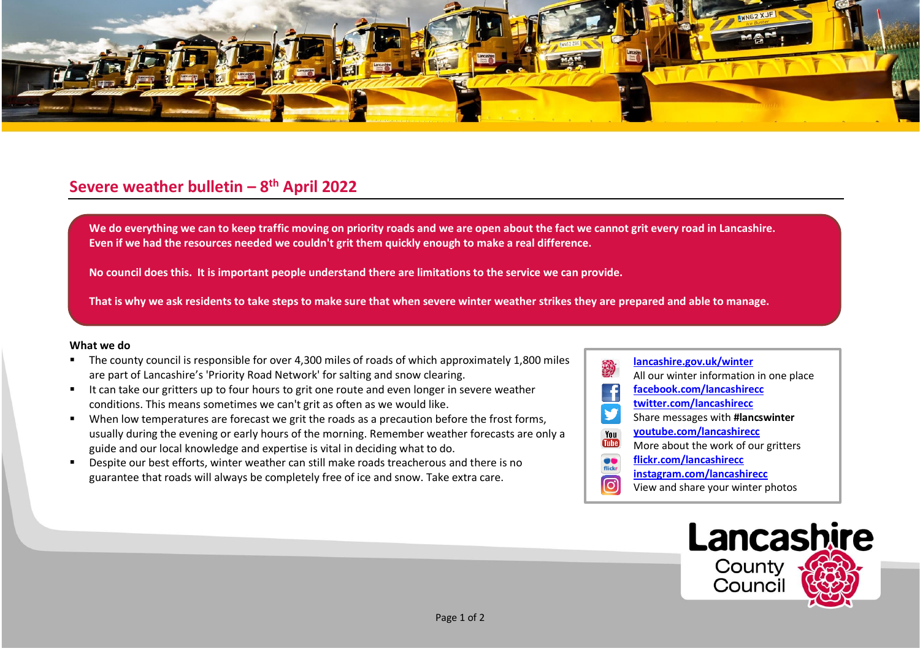## Severe weather bulletin – 8th April 2022

**We do everything we can to keep traffic moving on priority roads and we are open about the fact we cannot grit every road in Lancashire. Even if we had the resources needed we couldn't grit them quickly enough to make a real difference.**

**No council does this. It is important people understand there are limitations to the service we can provide.**

**That is why we ask residents to take steps to make sure that when severe winter weather strikes they are prepared and able to manage.**

**What we do**

- The county council is responsible for over 4,300 miles of roads of which approximately 1,800 miles are part of Lancashire's 'Priority Road Network' for salting and snow clearing.
- It can take our gritters up to four hours to grit one route and even longer in severe weather conditions. This means sometimes we can't grit as often as we would like.
- When low temperatures are forecast we grit the roads as a precaution before the frost forms, usually during the evening or early hours of the morning. Remember weather forecasts are only a guide and our local knowledge and expertise is vital in deciding what to do.
- Despite our best efforts, winter weather can still make roads treacherous and there is no guarantee that roads will always be completely free of ice and snow. Take extra care.

lancashire.gov.uk/winter
All our winter information in one place
facebook.com/lancashirecc
twitter.com/lancashirecc
Share messages with **#lancswinter**
youtube.com/lancashirecc
More about the work of our gritters
flickr.com/lancashirecc
instagram.com/lancashirecc
View and share your winter photos

Lancashire County Council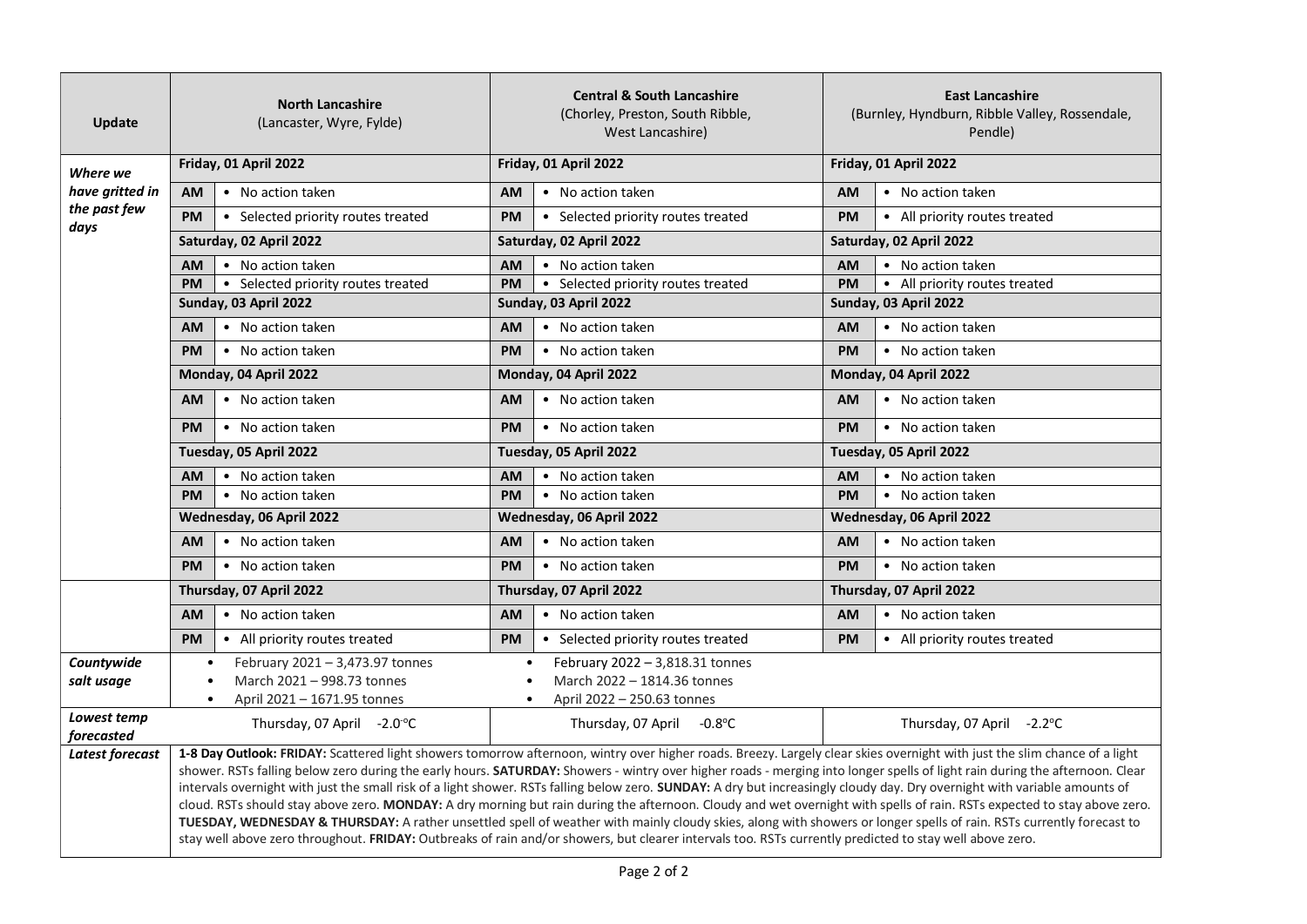| Update | North Lancashire (Lancaster, Wyre, Fylde) | | Central & South Lancashire (Chorley, Preston, South Ribble, West Lancashire) | | East Lancashire (Burnley, Hyndburn, Ribble Valley, Rossendale, Pendle) | |
|---|---|---|---|---|---|---|
| ***Where we have gritted in the past few days*** | **Friday, 01 April 2022** | | **Friday, 01 April 2022** | | **Friday, 01 April 2022** | |
| | **AM** | • No action taken | **AM** | • No action taken | **AM** | • No action taken |
| | **PM** | • Selected priority routes treated | **PM** | • Selected priority routes treated | **PM** | • All priority routes treated |
| | **Saturday, 02 April 2022** | | **Saturday, 02 April 2022** | | **Saturday, 02 April 2022** | |
| | **AM** | • No action taken | **AM** | • No action taken | **AM** | • No action taken |
| | **PM** | • Selected priority routes treated | **PM** | • Selected priority routes treated | **PM** | • All priority routes treated |
| | **Sunday, 03 April 2022** | | **Sunday, 03 April 2022** | | **Sunday, 03 April 2022** | |
| | **AM** | • No action taken | **AM** | • No action taken | **AM** | • No action taken |
| | **PM** | • No action taken | **PM** | • No action taken | **PM** | • No action taken |
| | **Monday, 04 April 2022** | | **Monday, 04 April 2022** | | **Monday, 04 April 2022** | |
| | **AM** | • No action taken | **AM** | • No action taken | **AM** | • No action taken |
| | **PM** | • No action taken | **PM** | • No action taken | **PM** | • No action taken |
| | **Tuesday, 05 April 2022** | | **Tuesday, 05 April 2022** | | **Tuesday, 05 April 2022** | |
| | **AM** | • No action taken | **AM** | • No action taken | **AM** | • No action taken |
| | **PM** | • No action taken | **PM** | • No action taken | **PM** | • No action taken |
| | **Wednesday, 06 April 2022** | | **Wednesday, 06 April 2022** | | **Wednesday, 06 April 2022** | |
| | **AM** | • No action taken | **AM** | • No action taken | **AM** | • No action taken |
| | **PM** | • No action taken | **PM** | • No action taken | **PM** | • No action taken |
| | **Thursday, 07 April 2022** | | **Thursday, 07 April 2022** | | **Thursday, 07 April 2022** | |
| | **AM** | • No action taken | **AM** | • No action taken | **AM** | • No action taken |
| | **PM** | • All priority routes treated | **PM** | • Selected priority routes treated | **PM** | • All priority routes treated |
| ***Countywide salt usage*** | • February 2021 – 3,473.97 tonnes<br>• March 2021 – 998.73 tonnes<br>• April 2021 – 1671.95 tonnes | | • February 2022 – 3,818.31 tonnes<br>• March 2022 – 1814.36 tonnes<br>• April 2022 – 250.63 tonnes | | | |
| ***Lowest temp forecasted*** | Thursday, 07 April -2.0°C | | Thursday, 07 April -0.8°C | | Thursday, 07 April -2.2°C | |
| ***Latest forecast*** | **1-8 Day Outlook: FRIDAY:** Scattered light showers tomorrow afternoon, wintry over higher roads. Breezy. Largely clear skies overnight with just the slim chance of a light shower. RSTs falling below zero during the early hours. **SATURDAY:** Showers - wintry over higher roads - merging into longer spells of light rain during the afternoon. Clear intervals overnight with just the small risk of a light shower. RSTs falling below zero. **SUNDAY:** A dry but increasingly cloudy day. Dry overnight with variable amounts of cloud. RSTs should stay above zero. **MONDAY:** A dry morning but rain during the afternoon. Cloudy and wet overnight with spells of rain. RSTs expected to stay above zero. **TUESDAY, WEDNESDAY & THURSDAY:** A rather unsettled spell of weather with mainly cloudy skies, along with showers or longer spells of rain. RSTs currently forecast to stay well above zero throughout. **FRIDAY:** Outbreaks of rain and/or showers, but clearer intervals too. RSTs currently predicted to stay well above zero. | | | | | |